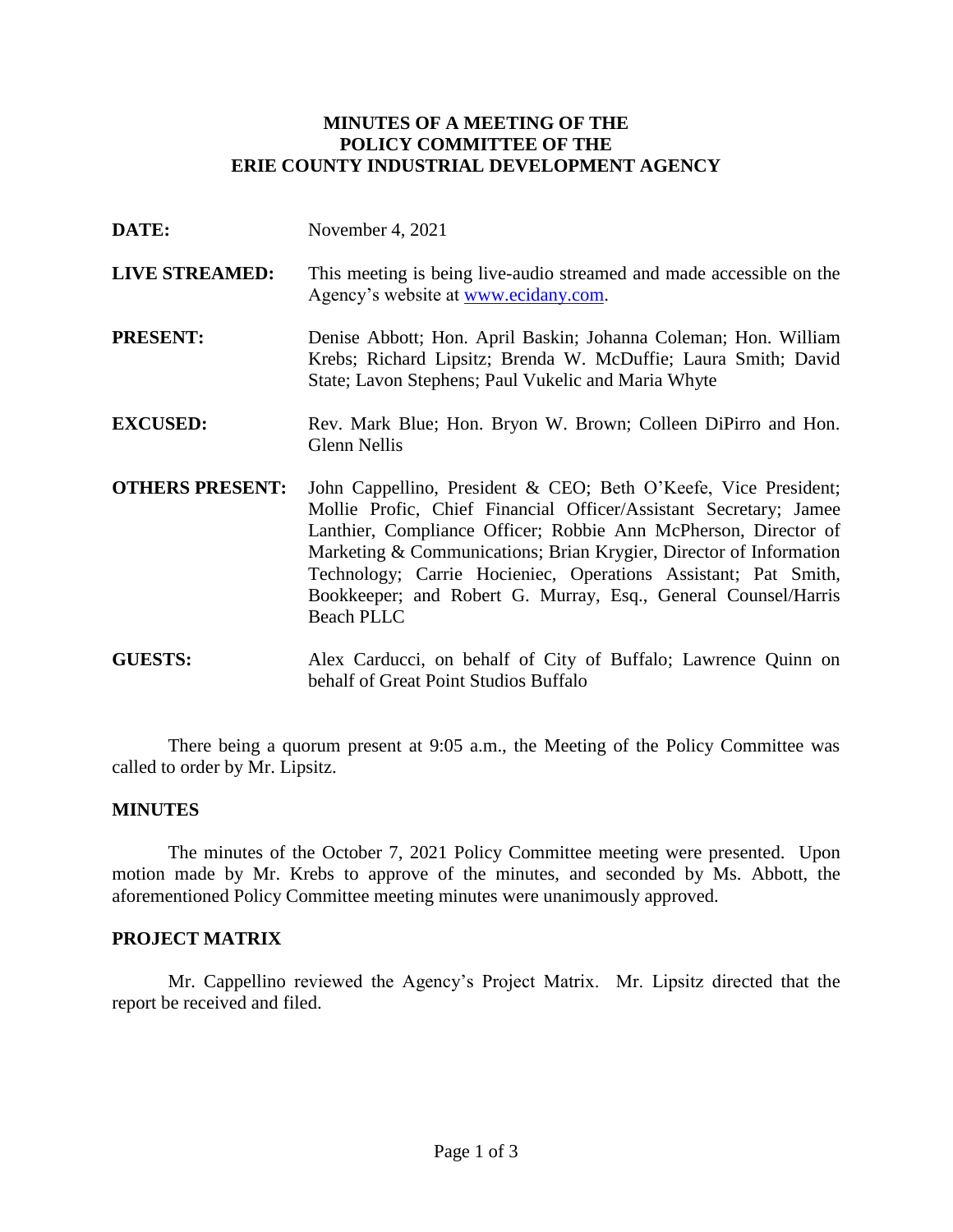# MINUTES OF A MEETING OF THE POLICY COMMITTEE OF THE ERIE COUNTY INDUSTRIAL DEVELOPMENT AGENCY

**DATE:** November 4, 2021

**LIVE STREAMED:** This meeting is being live-audio streamed and made accessible on the Agency's website at www.ecidany.com.

**PRESENT:** Denise Abbott; Hon. April Baskin; Johanna Coleman; Hon. William Krebs; Richard Lipsitz; Brenda W. McDuffie; Laura Smith; David State; Lavon Stephens; Paul Vukelic and Maria Whyte

**EXCUSED:** Rev. Mark Blue; Hon. Bryon W. Brown; Colleen DiPirro and Hon. Glenn Nellis

**OTHERS PRESENT:** John Cappellino, President & CEO; Beth O'Keefe, Vice President; Mollie Profic, Chief Financial Officer/Assistant Secretary; Jamee Lanthier, Compliance Officer; Robbie Ann McPherson, Director of Marketing & Communications; Brian Krygier, Director of Information Technology; Carrie Hocieniec, Operations Assistant; Pat Smith, Bookkeeper; and Robert G. Murray, Esq., General Counsel/Harris Beach PLLC

**GUESTS:** Alex Carducci, on behalf of City of Buffalo; Lawrence Quinn on behalf of Great Point Studios Buffalo

There being a quorum present at 9:05 a.m., the Meeting of the Policy Committee was called to order by Mr. Lipsitz.

## MINUTES

The minutes of the October 7, 2021 Policy Committee meeting were presented. Upon motion made by Mr. Krebs to approve of the minutes, and seconded by Ms. Abbott, the aforementioned Policy Committee meeting minutes were unanimously approved.

## PROJECT MATRIX

Mr. Cappellino reviewed the Agency's Project Matrix. Mr. Lipsitz directed that the report be received and filed.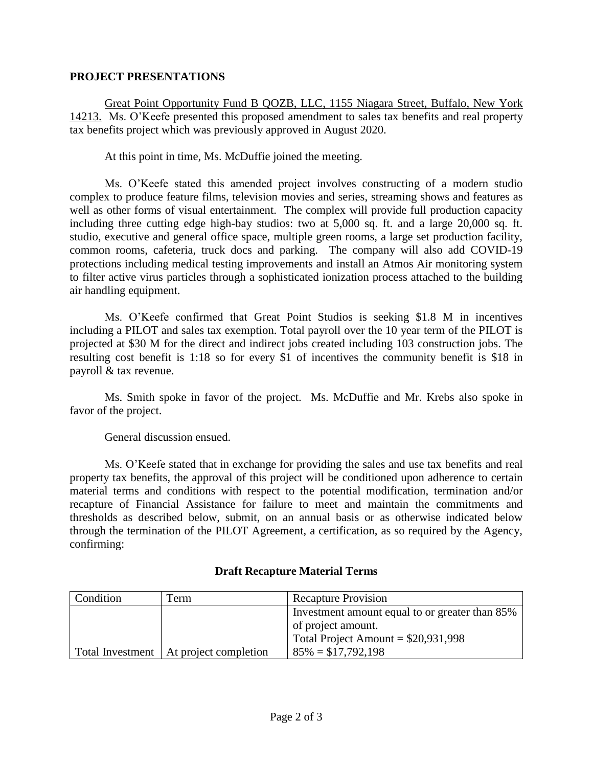## PROJECT PRESENTATIONS

Great Point Opportunity Fund B QOZB, LLC, 1155 Niagara Street, Buffalo, New York 14213. Ms. O'Keefe presented this proposed amendment to sales tax benefits and real property tax benefits project which was previously approved in August 2020.

At this point in time, Ms. McDuffie joined the meeting.

Ms. O'Keefe stated this amended project involves constructing of a modern studio complex to produce feature films, television movies and series, streaming shows and features as well as other forms of visual entertainment. The complex will provide full production capacity including three cutting edge high-bay studios: two at 5,000 sq. ft. and a large 20,000 sq. ft. studio, executive and general office space, multiple green rooms, a large set production facility, common rooms, cafeteria, truck docs and parking. The company will also add COVID-19 protections including medical testing improvements and install an Atmos Air monitoring system to filter active virus particles through a sophisticated ionization process attached to the building air handling equipment.

Ms. O'Keefe confirmed that Great Point Studios is seeking $1.8 M in incentives including a PILOT and sales tax exemption. Total payroll over the 10 year term of the PILOT is projected at $30 M for the direct and indirect jobs created including 103 construction jobs. The resulting cost benefit is 1:18 so for every $1 of incentives the community benefit is $18 in payroll & tax revenue.

Ms. Smith spoke in favor of the project. Ms. McDuffie and Mr. Krebs also spoke in favor of the project.

General discussion ensued.

Ms. O'Keefe stated that in exchange for providing the sales and use tax benefits and real property tax benefits, the approval of this project will be conditioned upon adherence to certain material terms and conditions with respect to the potential modification, termination and/or recapture of Financial Assistance for failure to meet and maintain the commitments and thresholds as described below, submit, on an annual basis or as otherwise indicated below through the termination of the PILOT Agreement, a certification, as so required by the Agency, confirming:

**Draft Recapture Material Terms**

| Condition | Term | Recapture Provision |
|---|---|---|
| Total Investment | At project completion | Investment amount equal to or greater than 85% of project amount.<br>Total Project Amount = $20,931,998<br>85% = $17,792,198 |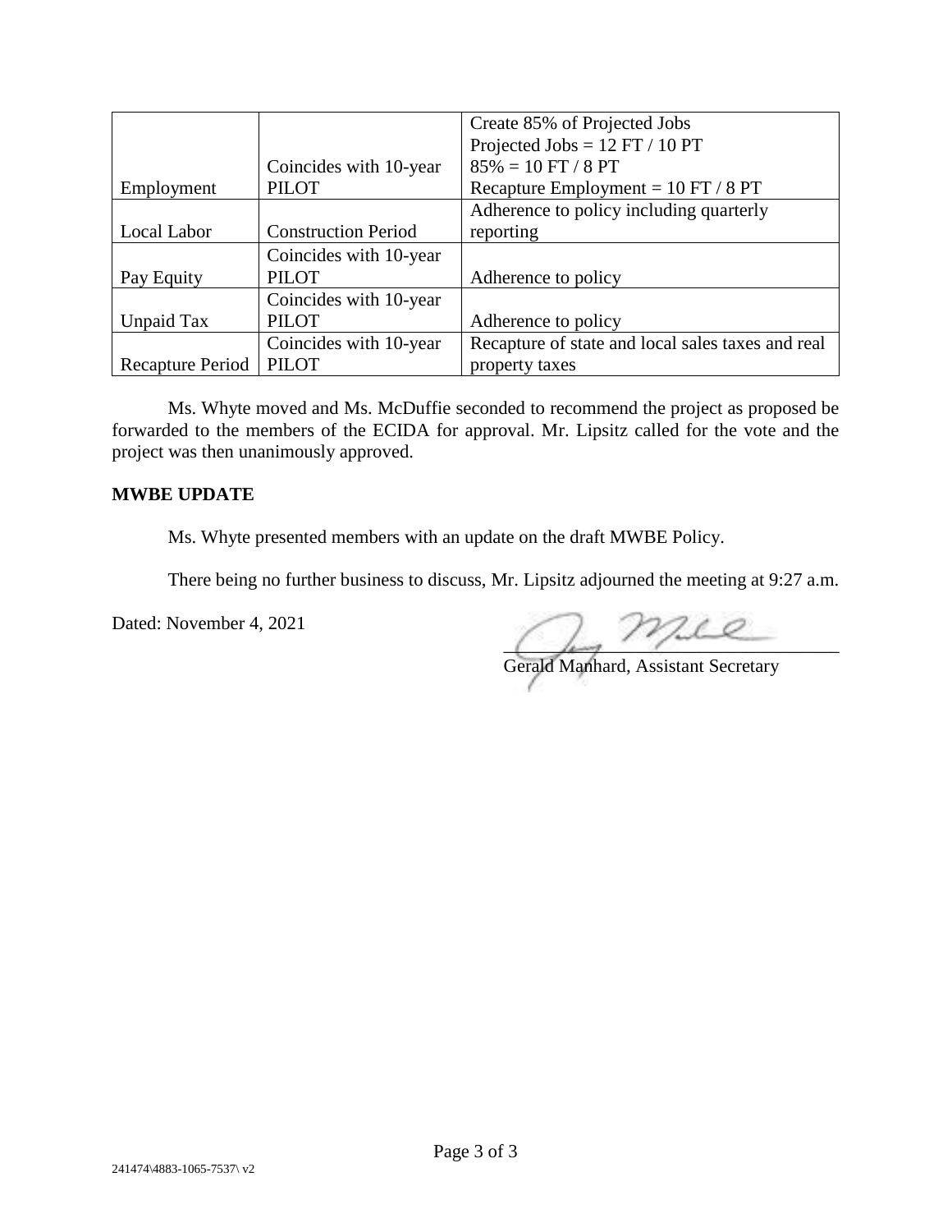| | | |
|---|---|---|
| Employment | Coincides with 10-year PILOT | Create 85% of Projected Jobs<br>Projected Jobs = 12 FT / 10 PT<br>85% = 10 FT / 8 PT<br>Recapture Employment = 10 FT / 8 PT |
| Local Labor | Construction Period | Adherence to policy including quarterly reporting |
| Pay Equity | Coincides with 10-year PILOT | Adherence to policy |
| Unpaid Tax | Coincides with 10-year PILOT | Adherence to policy |
| Recapture Period | Coincides with 10-year PILOT | Recapture of state and local sales taxes and real property taxes |

Ms. Whyte moved and Ms. McDuffie seconded to recommend the project as proposed be forwarded to the members of the ECIDA for approval. Mr. Lipsitz called for the vote and the project was then unanimously approved.

**MWBE UPDATE**

Ms. Whyte presented members with an update on the draft MWBE Policy.

There being no further business to discuss, Mr. Lipsitz adjourned the meeting at 9:27 a.m.

Dated: November 4, 2021

Gerald Manhard, Assistant Secretary

241474\4883-1065-7537\ v2